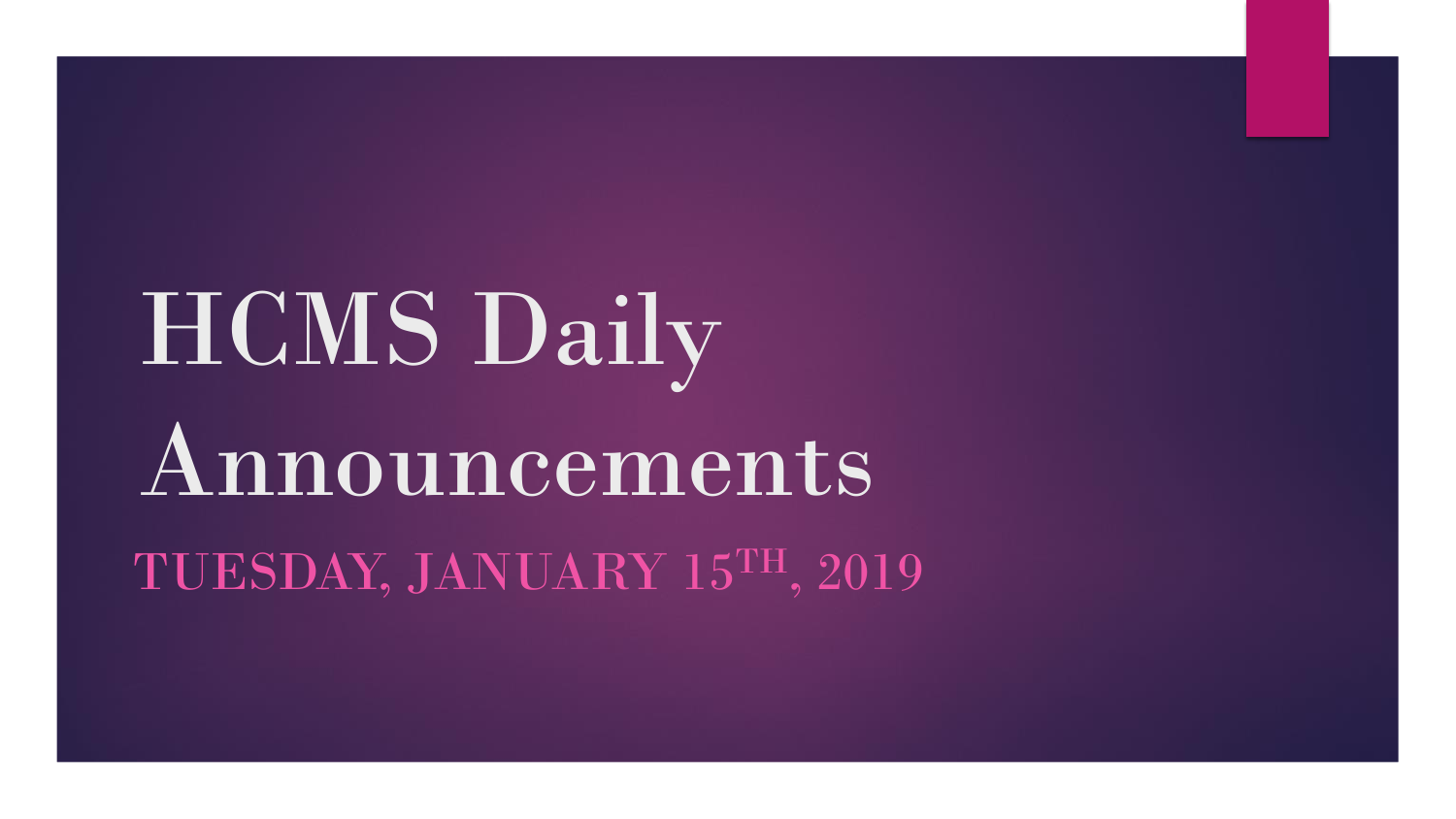# HCMS Daily Announcements

TUESDAY, JANUARY 15TH, 2019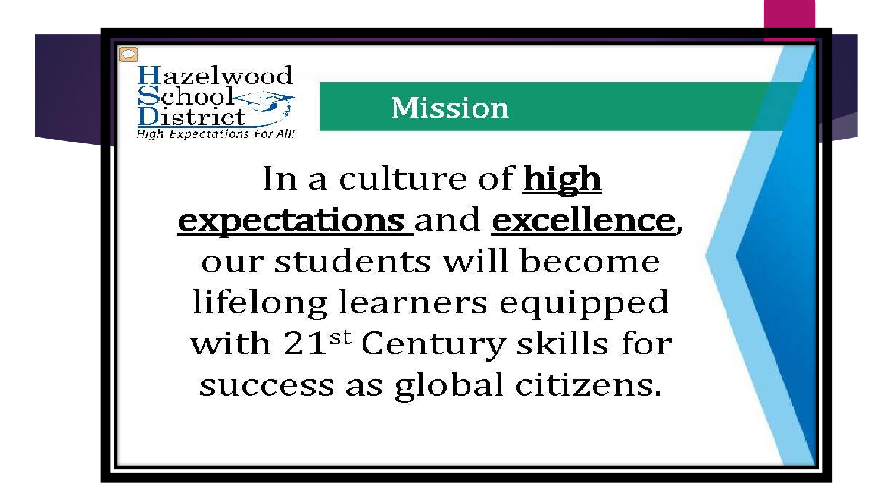Hazelwood School District

*High Expectations For All!*

# Mission

In a culture of **high expectations** and **excellence**, our students will become lifelong learners equipped with 21st Century skills for success as global citizens.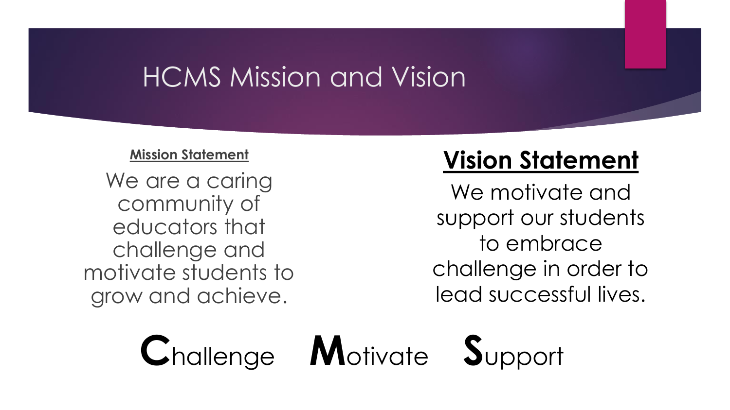# HCMS Mission and Vision

**Mission Statement**

We are a caring community of educators that challenge and motivate students to grow and achieve.

**Vision Statement**

We motivate and support our students to embrace challenge in order to lead successful lives.

**C**hallenge **M**otivate **S**upport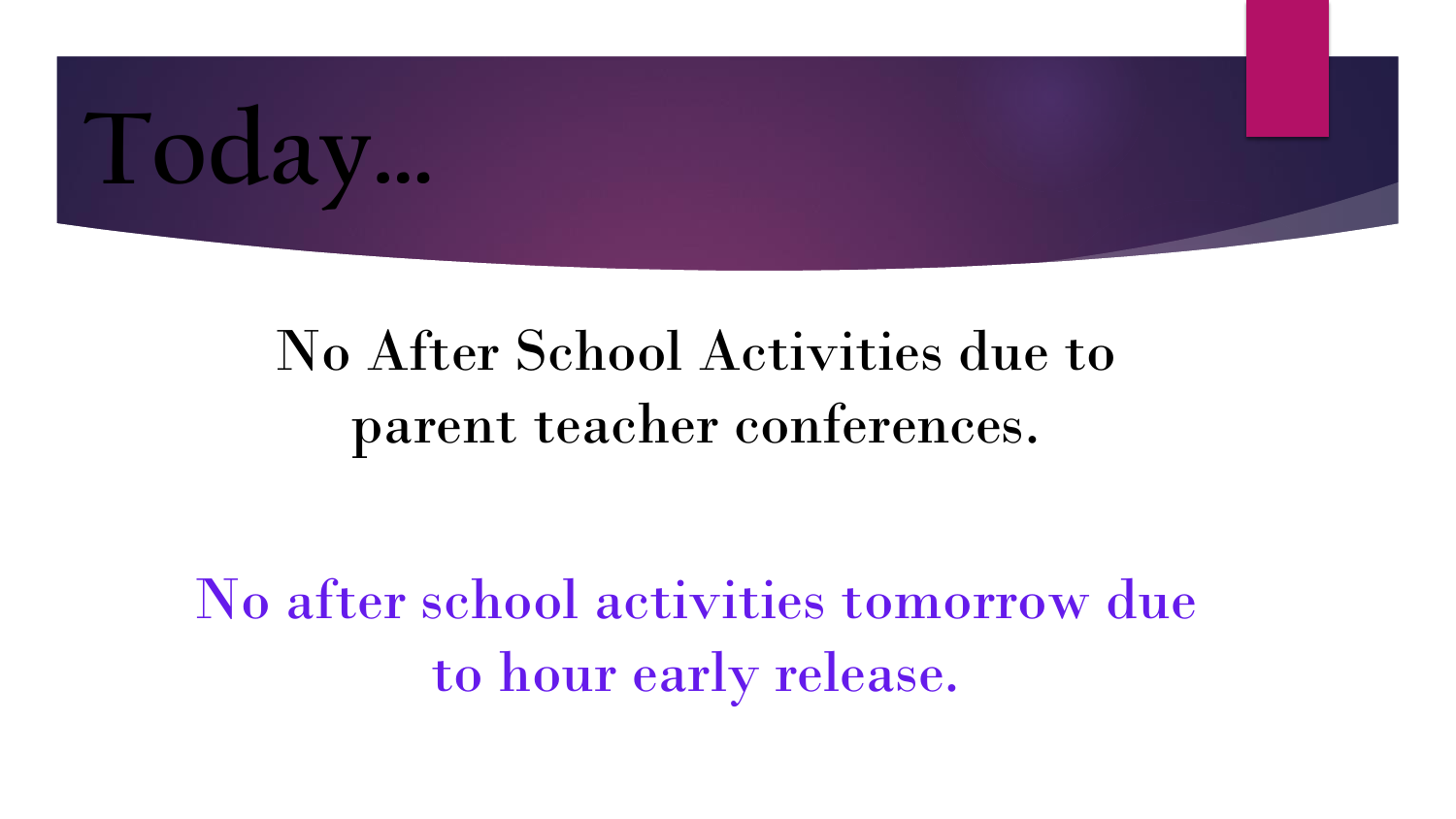# Today…

No After School Activities due to parent teacher conferences.

No after school activities tomorrow due to hour early release.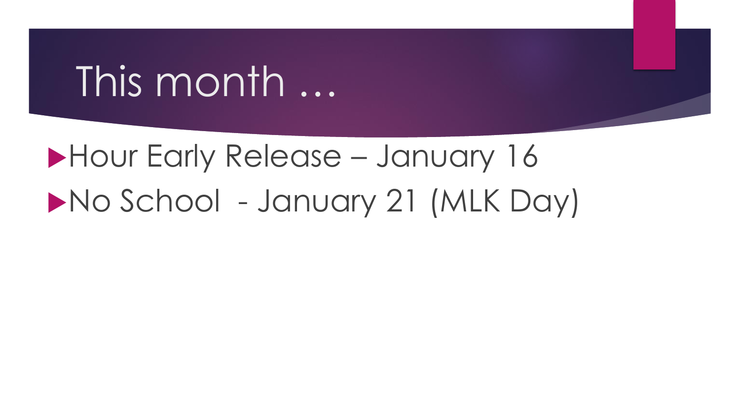# This month …

- Hour Early Release – January 16
- No School  - January 21 (MLK Day)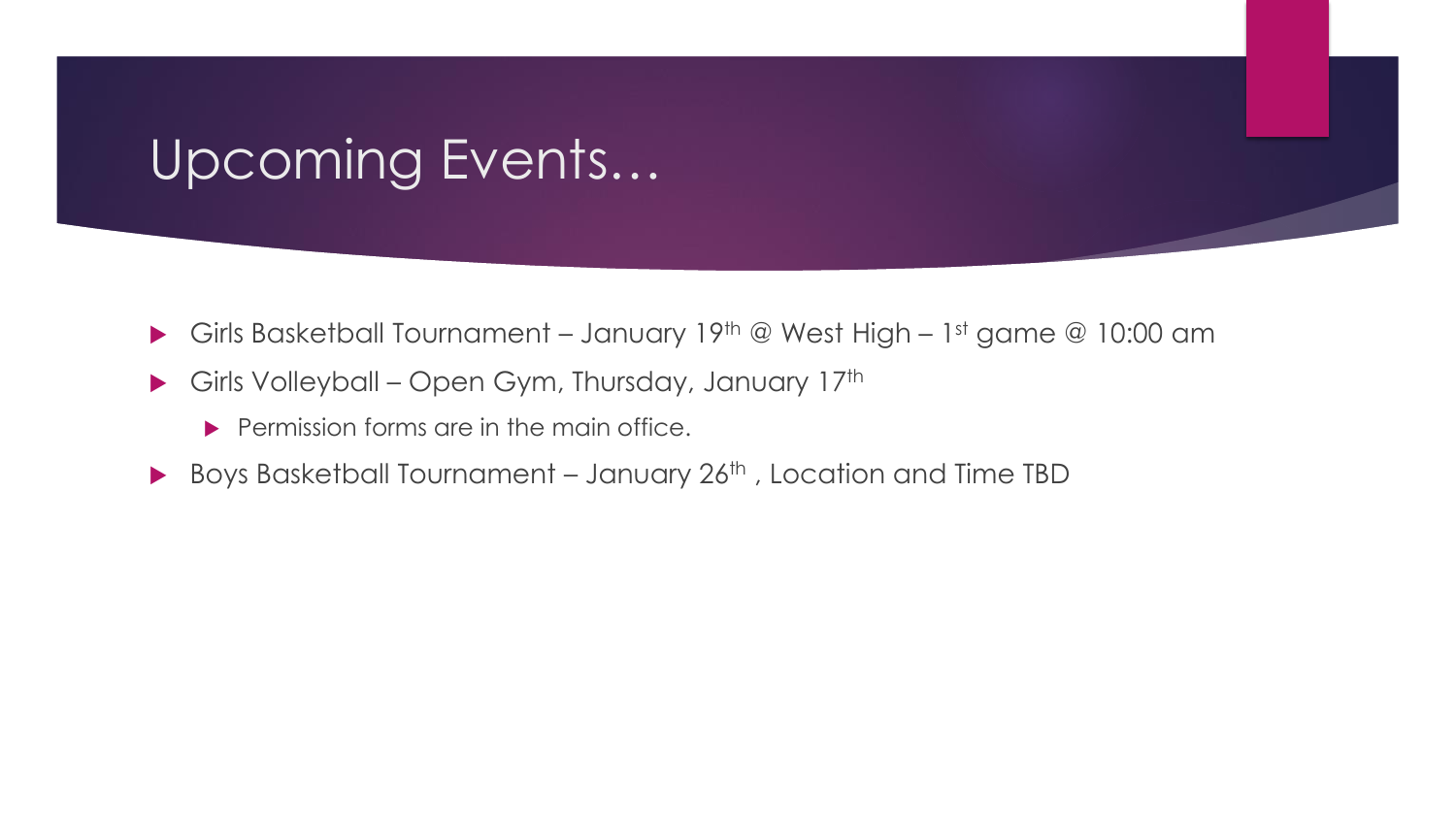# Upcoming Events…

- Girls Basketball Tournament – January 19th @ West High – 1st game @ 10:00 am
- Girls Volleyball – Open Gym, Thursday, January 17th
  - Permission forms are in the main office.
- Boys Basketball Tournament – January 26th , Location and Time TBD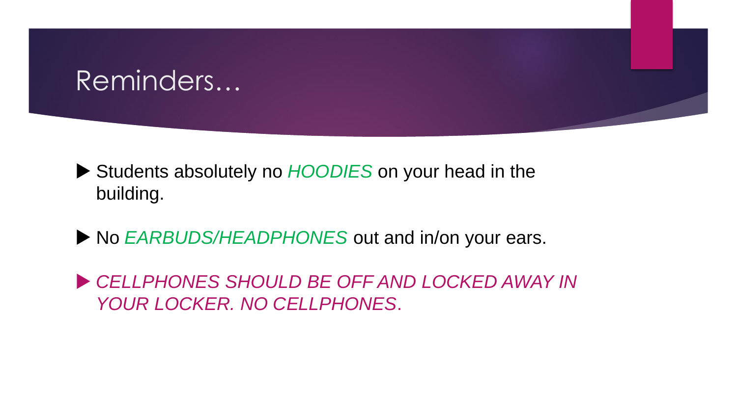# Reminders…

- Students absolutely no *HOODIES* on your head in the building.
- No *EARBUDS/HEADPHONES* out and in/on your ears.
- *CELLPHONES SHOULD BE OFF AND LOCKED AWAY IN YOUR LOCKER. NO CELLPHONES*.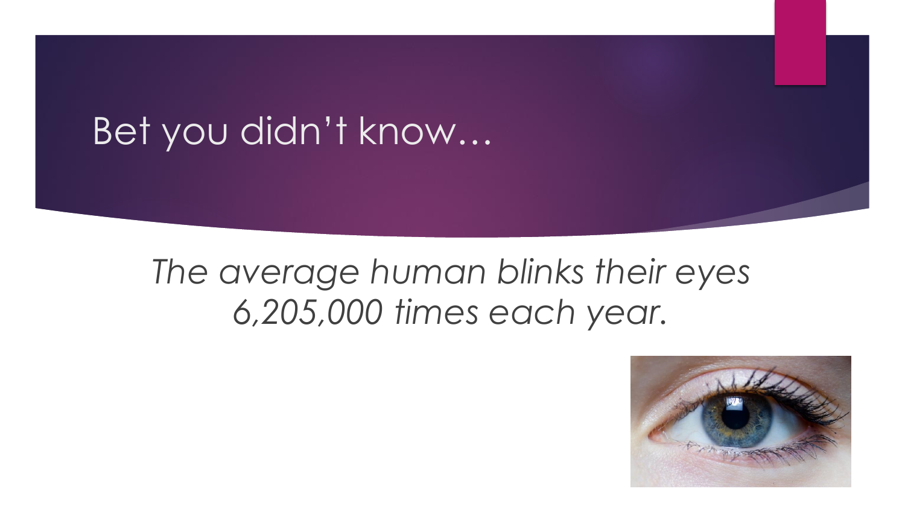# Bet you didn't know…

*The average human blinks their eyes 6,205,000 times each year.*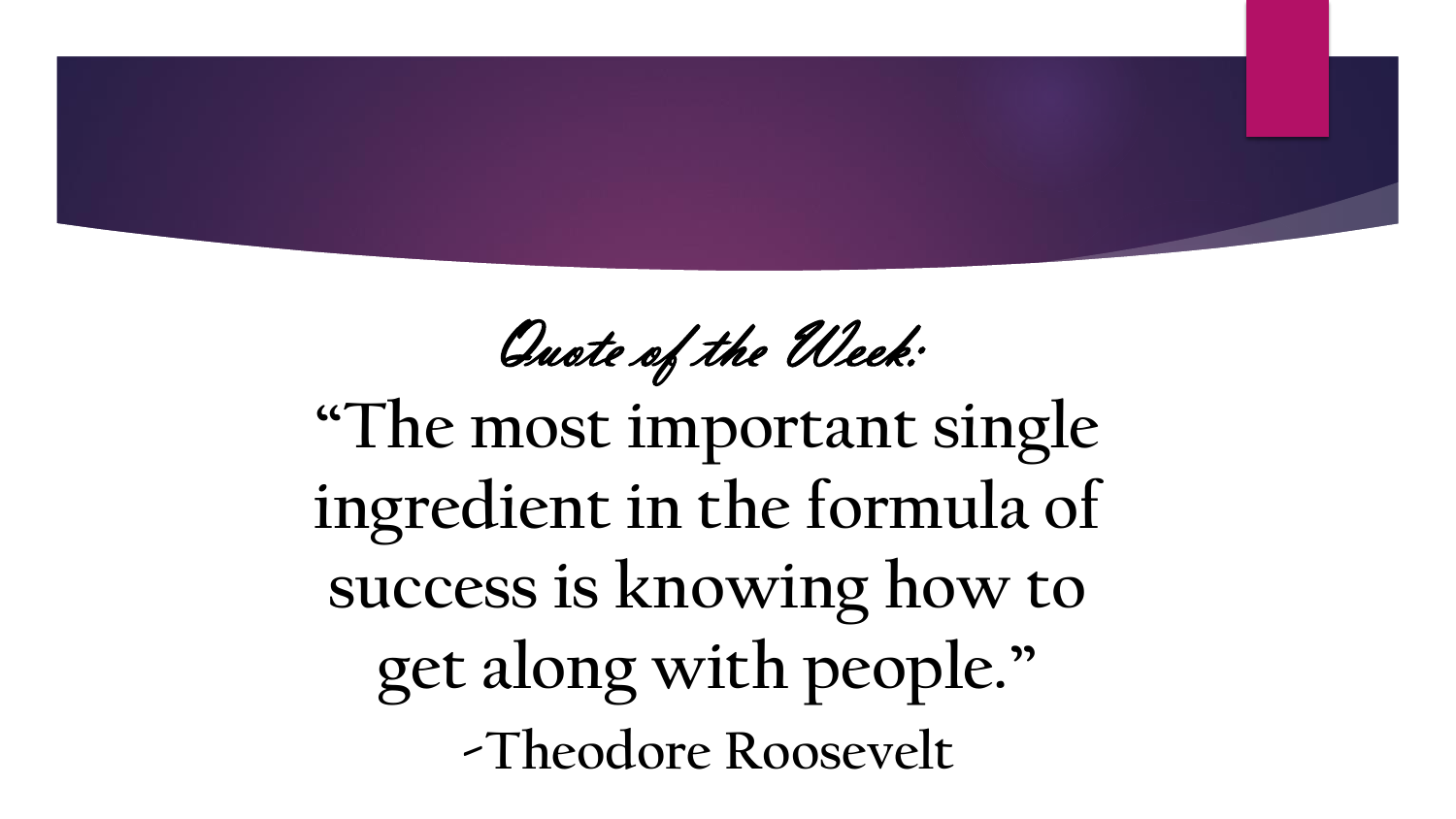*Quote of the Week:*

**"The most important single ingredient in the formula of success is knowing how to get along with people."**

**-Theodore Roosevelt**